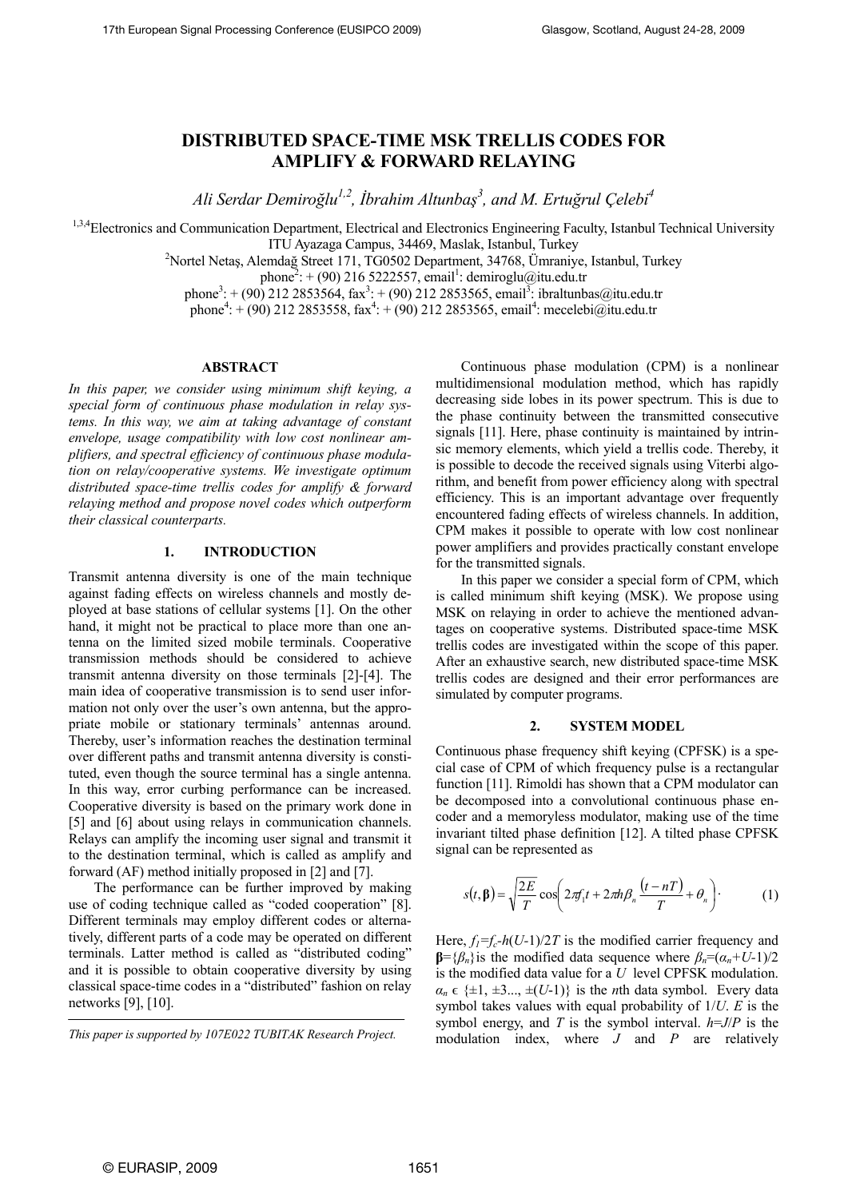# DISTRIBUTED SPACE-TIME MSK TRELLIS CODES FOR AMPLIFY & FORWARD RELAYING

*Ali Serdar Demiroğlu[1,2], İbrahim Altunbaş[3], and M. Ertuğrul Çelebi[4]*

[1,3,4]Electronics and Communication Department, Electrical and Electronics Engineering Faculty, Istanbul Technical University ITU Ayazaga Campus, 34469, Maslak, Istanbul, Turkey

[2]Nortel Netaş, Alemdağ Street 171, TG0502 Department, 34768, Ümraniye, Istanbul, Turkey

phone[2]: + (90) 216 5222557, email[1]: demiroglu@itu.edu.tr

phone[3]: + (90) 212 2853564, fax[3]: + (90) 212 2853565, email[3]: ibraltunbas@itu.edu.tr

phone[4]: + (90) 212 2853558, fax[4]: + (90) 212 2853565, email[4]: mecelebi@itu.edu.tr

## ABSTRACT

*In this paper, we consider using minimum shift keying, a special form of continuous phase modulation in relay systems. In this way, we aim at taking advantage of constant envelope, usage compatibility with low cost nonlinear amplifiers, and spectral efficiency of continuous phase modulation on relay/cooperative systems. We investigate optimum distributed space-time trellis codes for amplify & forward relaying method and propose novel codes which outperform their classical counterparts.*

## 1. INTRODUCTION

Transmit antenna diversity is one of the main technique against fading effects on wireless channels and mostly deployed at base stations of cellular systems [1]. On the other hand, it might not be practical to place more than one antenna on the limited sized mobile terminals. Cooperative transmission methods should be considered to achieve transmit antenna diversity on those terminals [2]-[4]. The main idea of cooperative transmission is to send user information not only over the user's own antenna, but the appropriate mobile or stationary terminals' antennas around. Thereby, user's information reaches the destination terminal over different paths and transmit antenna diversity is constituted, even though the source terminal has a single antenna. In this way, error curbing performance can be increased. Cooperative diversity is based on the primary work done in [5] and [6] about using relays in communication channels. Relays can amplify the incoming user signal and transmit it to the destination terminal, which is called as amplify and forward (AF) method initially proposed in [2] and [7].

The performance can be further improved by making use of coding technique called as "coded cooperation" [8]. Different terminals may employ different codes or alternatively, different parts of a code may be operated on different terminals. Latter method is called as "distributed coding" and it is possible to obtain cooperative diversity by using classical space-time codes in a "distributed" fashion on relay networks [9], [10].

*This paper is supported by 107E022 TUBITAK Research Project.*

Continuous phase modulation (CPM) is a nonlinear multidimensional modulation method, which has rapidly decreasing side lobes in its power spectrum. This is due to the phase continuity between the transmitted consecutive signals [11]. Here, phase continuity is maintained by intrinsic memory elements, which yield a trellis code. Thereby, it is possible to decode the received signals using Viterbi algorithm, and benefit from power efficiency along with spectral efficiency. This is an important advantage over frequently encountered fading effects of wireless channels. In addition, CPM makes it possible to operate with low cost nonlinear power amplifiers and provides practically constant envelope for the transmitted signals.

In this paper we consider a special form of CPM, which is called minimum shift keying (MSK). We propose using MSK on relaying in order to achieve the mentioned advantages on cooperative systems. Distributed space-time MSK trellis codes are investigated within the scope of this paper. After an exhaustive search, new distributed space-time MSK trellis codes are designed and their error performances are simulated by computer programs.

## 2. SYSTEM MODEL

Continuous phase frequency shift keying (CPFSK) is a special case of CPM of which frequency pulse is a rectangular function [11]. Rimoldi has shown that a CPM modulator can be decomposed into a convolutional continuous phase encoder and a memoryless modulator, making use of the time invariant tilted phase definition [12]. A tilted phase CPFSK signal can be represented as

$$s(t,\boldsymbol{\beta}) = \sqrt{\frac{2E}{T}}\cos\left(2\pi f_1 t + 2\pi h \beta_n \frac{(t-nT)}{T} + \theta_n\right). \tag{1}$$

Here, $f_1 = f_c - h(U-1)/2T$ is the modified carrier frequency and $\boldsymbol{\beta} = \{\beta_n\}$ is the modified data sequence where $\beta_n = (\alpha_n + U - 1)/2$ is the modified data value for a $U$ level CPFSK modulation. $\alpha_n \in \{\pm 1, \pm 3..., \pm(U-1)\}$ is the $n$th data symbol. Every data symbol takes values with equal probability of $1/U$. $E$ is the symbol energy, and $T$ is the symbol interval. $h = J/P$ is the modulation index, where $J$ and $P$ are relatively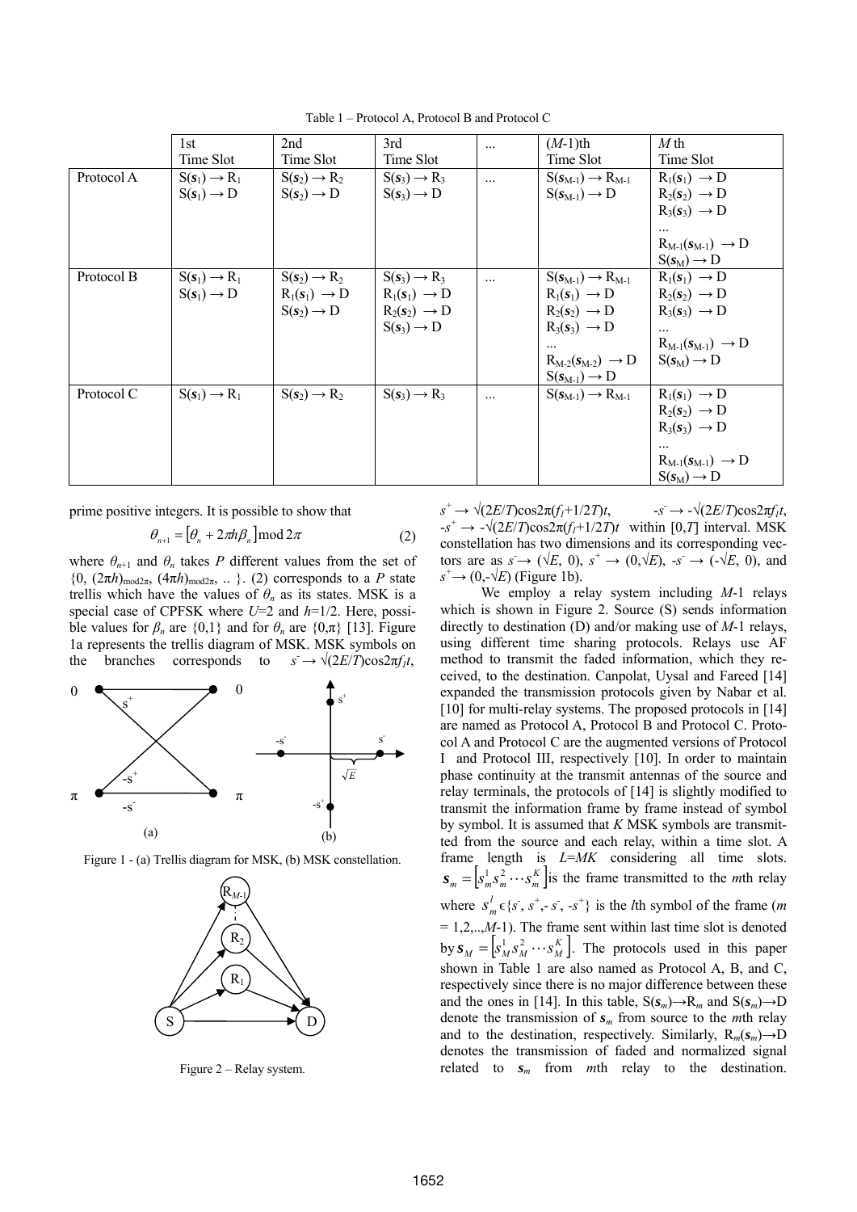Table 1 – Protocol A, Protocol B and Protocol C

| | 1st Time Slot | 2nd Time Slot | 3rd Time Slot | ... | $(M$-1)th Time Slot | $M$ th Time Slot |
|---|---|---|---|---|---|---|
| Protocol A | $S(\boldsymbol{s}_1) \rightarrow R_1$ <br> $S(\boldsymbol{s}_1) \rightarrow D$ | $S(\boldsymbol{s}_2) \rightarrow R_2$ <br> $S(\boldsymbol{s}_2) \rightarrow D$ | $S(\boldsymbol{s}_3) \rightarrow R_3$ <br> $S(\boldsymbol{s}_3) \rightarrow D$ | ... | $S(\boldsymbol{s}_{M-1}) \rightarrow R_{M-1}$ <br> $S(\boldsymbol{s}_{M-1}) \rightarrow D$ | $R_1(\boldsymbol{s}_1) \rightarrow D$ <br> $R_2(\boldsymbol{s}_2) \rightarrow D$ <br> $R_3(\boldsymbol{s}_3) \rightarrow D$ <br> ... <br> $R_{M-1}(\boldsymbol{s}_{M-1}) \rightarrow D$ <br> $S(\boldsymbol{s}_M) \rightarrow D$ |
| Protocol B | $S(\boldsymbol{s}_1) \rightarrow R_1$ <br> $S(\boldsymbol{s}_1) \rightarrow D$ | $S(\boldsymbol{s}_2) \rightarrow R_2$ <br> $R_1(\boldsymbol{s}_1) \rightarrow D$ <br> $S(\boldsymbol{s}_2) \rightarrow D$ | $S(\boldsymbol{s}_3) \rightarrow R_3$ <br> $R_1(\boldsymbol{s}_1) \rightarrow D$ <br> $R_2(\boldsymbol{s}_2) \rightarrow D$ <br> $S(\boldsymbol{s}_3) \rightarrow D$ | ... | $S(\boldsymbol{s}_{M-1}) \rightarrow R_{M-1}$ <br> $R_1(\boldsymbol{s}_1) \rightarrow D$ <br> $R_2(\boldsymbol{s}_2) \rightarrow D$ <br> $R_3(\boldsymbol{s}_3) \rightarrow D$ <br> ... <br> $R_{M-2}(\boldsymbol{s}_{M-2}) \rightarrow D$ <br> $S(\boldsymbol{s}_{M-1}) \rightarrow D$ | $R_1(\boldsymbol{s}_1) \rightarrow D$ <br> $R_2(\boldsymbol{s}_2) \rightarrow D$ <br> $R_3(\boldsymbol{s}_3) \rightarrow D$ <br> ... <br> $R_{M-1}(\boldsymbol{s}_{M-1}) \rightarrow D$ <br> $S(\boldsymbol{s}_M) \rightarrow D$ |
| Protocol C | $S(\boldsymbol{s}_1) \rightarrow R_1$ | $S(\boldsymbol{s}_2) \rightarrow R_2$ | $S(\boldsymbol{s}_3) \rightarrow R_3$ | ... | $S(\boldsymbol{s}_{M-1}) \rightarrow R_{M-1}$ | $R_1(\boldsymbol{s}_1) \rightarrow D$ <br> $R_2(\boldsymbol{s}_2) \rightarrow D$ <br> $R_3(\boldsymbol{s}_3) \rightarrow D$ <br> ... <br> $R_{M-1}(\boldsymbol{s}_{M-1}) \rightarrow D$ <br> $S(\boldsymbol{s}_M) \rightarrow D$ |

prime positive integers. It is possible to show that

$$\theta_{n+1} = \left[\theta_n + 2\pi h \beta_n\right] \bmod 2\pi \tag{2}$$

where $\theta_{n+1}$ and $\theta_n$ takes $P$ different values from the set of $\{0, (2\pi h)_{\text{mod}2\pi}, (4\pi h)_{\text{mod}2\pi}, .. \}$. (2) corresponds to a $P$ state trellis which have the values of $\theta_n$ as its states. MSK is a special case of CPFSK where $U$=2 and $h$=1/2. Here, possible values for $\beta_n$ are {0,1} and for $\theta_n$ are {0,π} [13]. Figure 1a represents the trellis diagram of MSK. MSK symbols on the branches corresponds to $s^- \rightarrow \sqrt{(2E/T)}\cos 2\pi f_1 t$,

Figure 1 - (a) Trellis diagram for MSK, (b) MSK constellation.

Figure 2 – Relay system.

$s^+ \rightarrow \sqrt{(2E/T)}\cos 2\pi(f_1+1/2T)t$, $-s^- \rightarrow -\sqrt{(2E/T)}\cos 2\pi f_1 t$, $-s^+ \rightarrow -\sqrt{(2E/T)}\cos 2\pi(f_1+1/2T)t$ within $[0,T]$ interval. MSK constellation has two dimensions and its corresponding vectors are as $s^- \rightarrow (\sqrt{E}, 0)$, $s^+ \rightarrow (0,\sqrt{E})$, $-s^- \rightarrow (-\sqrt{E}, 0)$, and $s^+ \rightarrow (0,-\sqrt{E})$ (Figure 1b).

We employ a relay system including $M$-1 relays which is shown in Figure 2. Source (S) sends information directly to destination (D) and/or making use of $M$-1 relays, using different time sharing protocols. Relays use AF method to transmit the faded information, which they received, to the destination. Canpolat, Uysal and Fareed [14] expanded the transmission protocols given by Nabar et al. [10] for multi-relay systems. The proposed protocols in [14] are named as Protocol A, Protocol B and Protocol C. Protocol A and Protocol C are the augmented versions of Protocol I and Protocol III, respectively [10]. In order to maintain phase continuity at the transmit antennas of the source and relay terminals, the protocols of [14] is slightly modified to transmit the information frame by frame instead of symbol by symbol. It is assumed that $K$ MSK symbols are transmitted from the source and each relay, within a time slot. A frame length is $L=MK$ considering all time slots. $\boldsymbol{s}_m = \left[s_m^1 s_m^2 \cdots s_m^K\right]$ is the frame transmitted to the $m$th relay where $s_m^l \in \{s^-, s^+, -s^-, -s^+\}$ is the $l$th symbol of the frame ($m$ = 1,2,..,$M$-1). The frame sent within last time slot is denoted by $\boldsymbol{s}_M = \left[s_M^1 s_M^2 \cdots s_M^K\right]$. The protocols used in this paper shown in Table 1 are also named as Protocol A, B, and C, respectively since there is no major difference between these and the ones in [14]. In this table, $S(\boldsymbol{s}_m) \rightarrow R_m$ and $S(\boldsymbol{s}_m) \rightarrow D$ denote the transmission of $\boldsymbol{s}_m$ from source to the $m$th relay and to the destination, respectively. Similarly, $R_m(\boldsymbol{s}_m) \rightarrow D$ denotes the transmission of faded and normalized signal related to $\boldsymbol{s}_m$ from $m$th relay to the destination.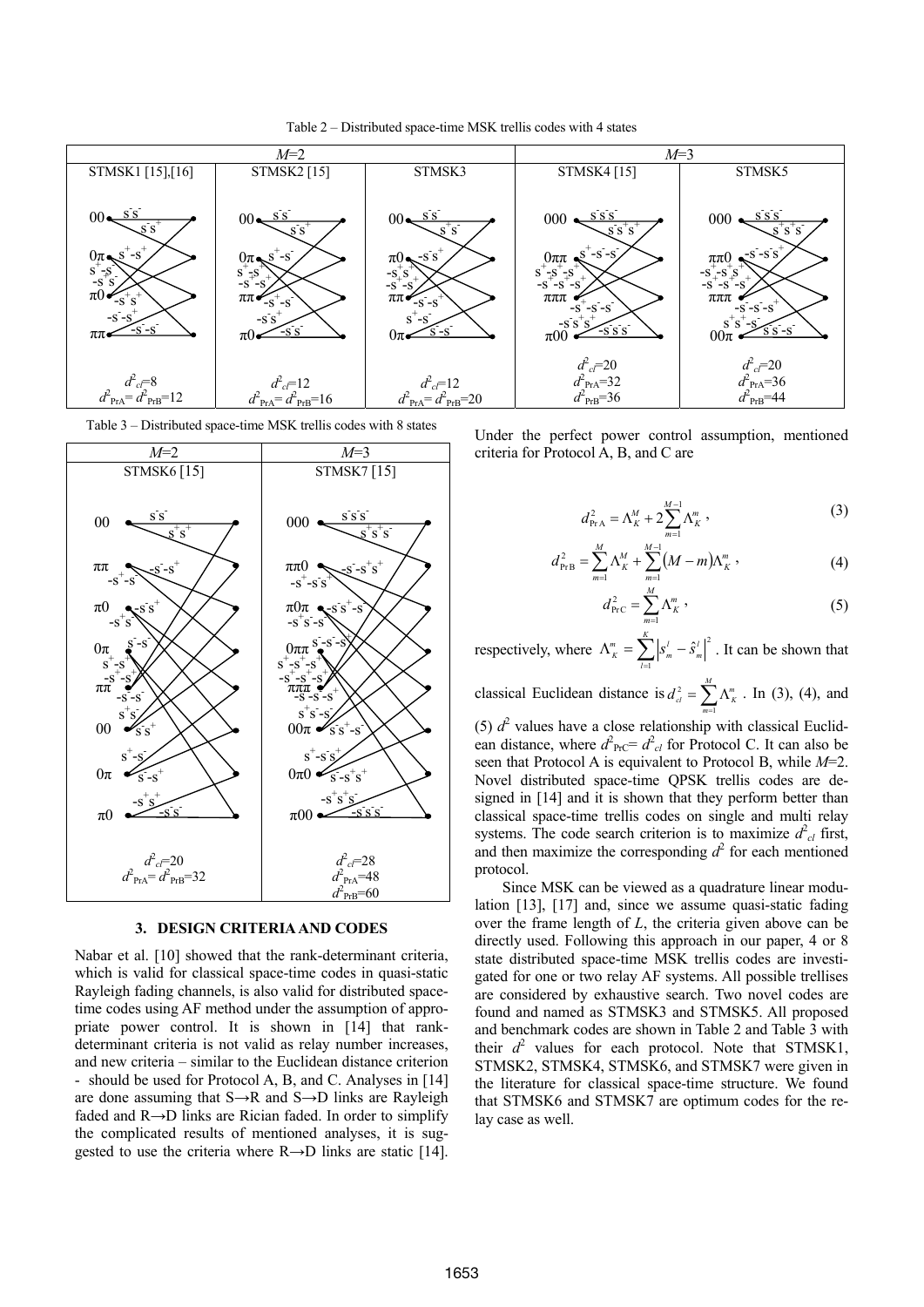Table 2 – Distributed space-time MSK trellis codes with 4 states

| $M$=2 | | | $M$=3 | |
|---|---|---|---|---|
| STMSK1 [15],[16] | STMSK2 [15] | STMSK3 | STMSK4 [15] | STMSK5 |
| $d^2_{cl}$=8<br>$d^2_{PrA}$= $d^2_{PrB}$=12 | $d^2_{cl}$=12<br>$d^2_{PrA}$= $d^2_{PrB}$=16 | $d^2_{cl}$=12<br>$d^2_{PrA}$= $d^2_{PrB}$=20 | $d^2_{cl}$=20<br>$d^2_{PrA}$=32<br>$d^2_{PrB}$=36 | $d^2_{cl}$=20<br>$d^2_{PrA}$=36<br>$d^2_{PrB}$=44 |

Table 3 – Distributed space-time MSK trellis codes with 8 states

| $M$=2 | $M$=3 |
|---|---|
| STMSK6 [15] | STMSK7 [15] |
| $d^2_{cl}$=20<br>$d^2_{PrA}$= $d^2_{PrB}$=32 | $d^2_{cl}$=28<br>$d^2_{PrA}$=48<br>$d^2_{PrB}$=60 |

## 3. DESIGN CRITERIA AND CODES

Nabar et al. [10] showed that the rank-determinant criteria, which is valid for classical space-time codes in quasi-static Rayleigh fading channels, is also valid for distributed space-time codes using AF method under the assumption of appropriate power control. It is shown in [14] that rank-determinant criteria is not valid as relay number increases, and new criteria – similar to the Euclidean distance criterion - should be used for Protocol A, B, and C. Analyses in [14] are done assuming that S→R and S→D links are Rayleigh faded and R→D links are Rician faded. In order to simplify the complicated results of mentioned analyses, it is suggested to use the criteria where R→D links are static [14]. Under the perfect power control assumption, mentioned criteria for Protocol A, B, and C are

$$d^2_{\text{Pr A}} = \Lambda_K^M + 2\sum_{m=1}^{M-1} \Lambda_K^m , \tag{3}$$

$$d^2_{\text{Pr B}} = \sum_{m=1}^{M} \Lambda_K^M + \sum_{m=1}^{M-1} \left(M-m\right)\Lambda_K^m , \tag{4}$$

$$d^2_{\text{Pr C}} = \sum_{m=1}^{M} \Lambda_K^m , \tag{5}$$

respectively, where $\Lambda_K^m = \sum_{l=1}^{K} \left| s_m^l - \hat{s}_m^l \right|^2$. It can be shown that classical Euclidean distance is $d^2_{cl} = \sum_{m=1}^{M} \Lambda_K^m$. In (3), (4), and (5) $d^2$ values have a close relationship with classical Euclidean distance, where $d^2_{\text{PrC}}= d^2_{cl}$ for Protocol C. It can also be seen that Protocol A is equivalent to Protocol B, while $M$=2. Novel distributed space-time QPSK trellis codes are designed in [14] and it is shown that they perform better than classical space-time trellis codes on single and multi relay systems. The code search criterion is to maximize $d^2_{cl}$ first, and then maximize the corresponding $d^2$ for each mentioned protocol.

Since MSK can be viewed as a quadrature linear modulation [13], [17] and, since we assume quasi-static fading over the frame length of $L$, the criteria given above can be directly used. Following this approach in our paper, 4 or 8 state distributed space-time MSK trellis codes are investigated for one or two relay AF systems. All possible trellises are considered by exhaustive search. Two novel codes are found and named as STMSK3 and STMSK5. All proposed and benchmark codes are shown in Table 2 and Table 3 with their $d^2$ values for each protocol. Note that STMSK1, STMSK2, STMSK4, STMSK6, and STMSK7 were given in the literature for classical space-time structure. We found that STMSK6 and STMSK7 are optimum codes for the relay case as well.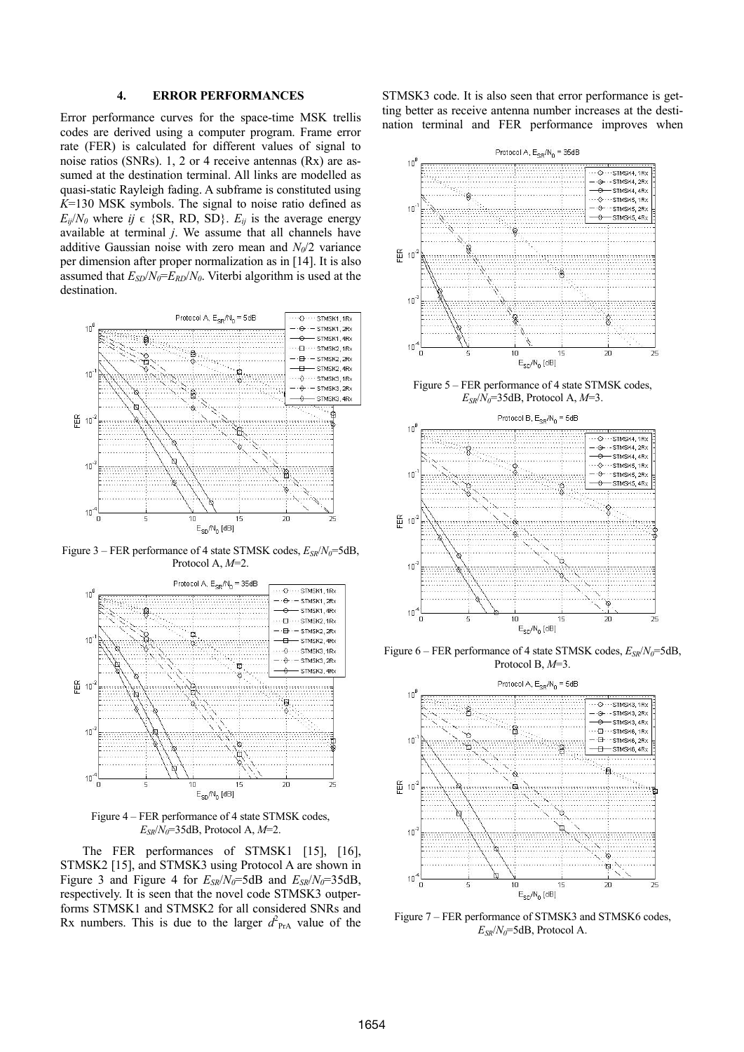## 4. ERROR PERFORMANCES

Error performance curves for the space-time MSK trellis codes are derived using a computer program. Frame error rate (FER) is calculated for different values of signal to noise ratios (SNRs). 1, 2 or 4 receive antennas (Rx) are assumed at the destination terminal. All links are modelled as quasi-static Rayleigh fading. A subframe is constituted using $K$=130 MSK symbols. The signal to noise ratio defined as $E_{ij}/N_0$ where $ij \in$ {SR, RD, SD}. $E_{ij}$ is the average energy available at terminal $j$. We assume that all channels have additive Gaussian noise with zero mean and $N_0/2$ variance per dimension after proper normalization as in [14]. It is also assumed that $E_{SD}/N_0=E_{RD}/N_0$. Viterbi algorithm is used at the destination.

Figure 3 – FER performance of 4 state STMSK codes, $E_{SR}/N_0$=5dB, Protocol A, $M$=2.

Figure 4 – FER performance of 4 state STMSK codes, $E_{SR}/N_0$=35dB, Protocol A, $M$=2.

The FER performances of STMSK1 [15], [16], STMSK2 [15], and STMSK3 using Protocol A are shown in Figure 3 and Figure 4 for $E_{SR}/N_0$=5dB and $E_{SR}/N_0$=35dB, respectively. It is seen that the novel code STMSK3 outperforms STMSK1 and STMSK2 for all considered SNRs and Rx numbers. This is due to the larger $d^2_{\text{PrA}}$ value of the STMSK3 code. It is also seen that error performance is getting better as receive antenna number increases at the destination terminal and FER performance improves when

Figure 5 – FER performance of 4 state STMSK codes, $E_{SR}/N_0$=35dB, Protocol A, $M$=3.

Figure 6 – FER performance of 4 state STMSK codes, $E_{SR}/N_0$=5dB, Protocol B, $M$=3.

Figure 7 – FER performance of STMSK3 and STMSK6 codes, $E_{SR}/N_0$=5dB, Protocol A.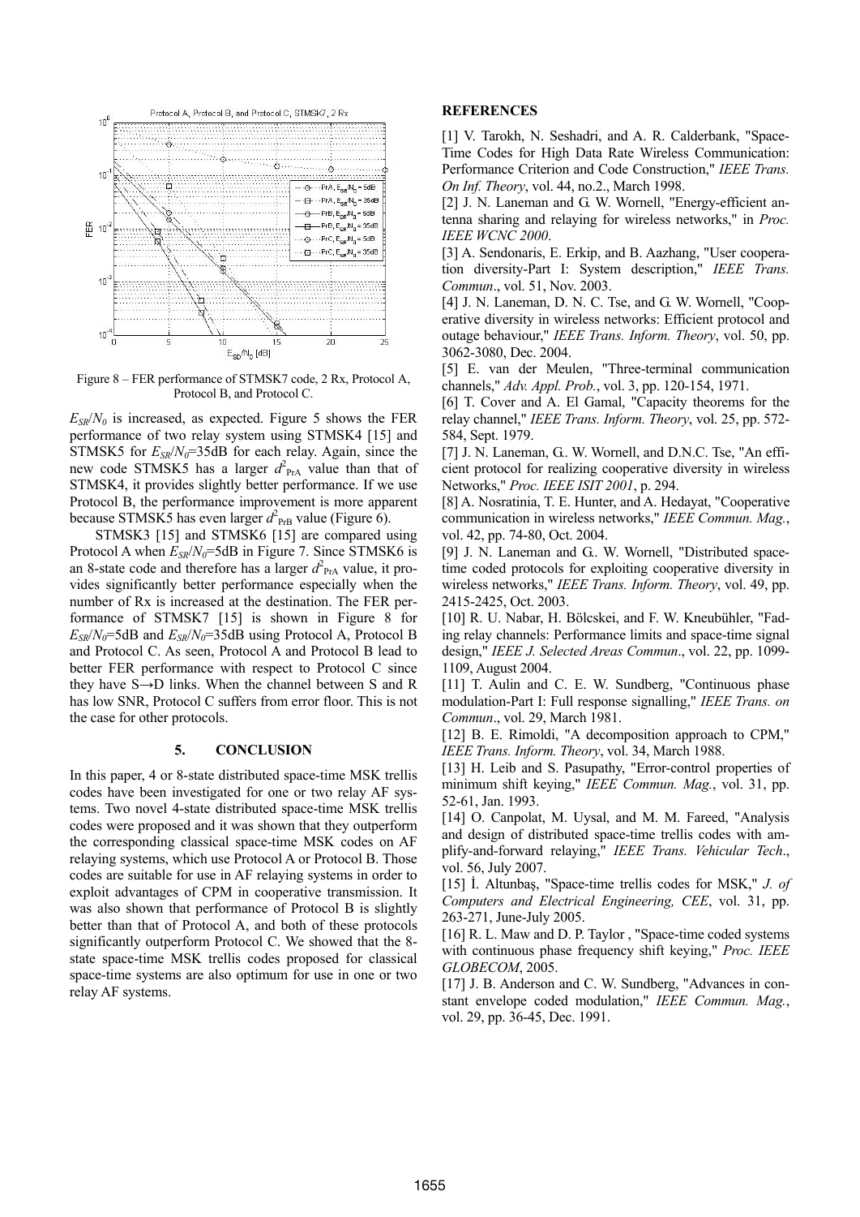Protocol A, Protocol B, and Protocol C, STMSK7, 2 Rx

FER

$E_{SD}/N_0$ [dB]

PrA, $E_{SR}/N_0$ = 5dB
PrA, $E_{SR}/N_0$ = 35dB
PrB, $E_{SR}/N_0$ = 5dB
PrB, $E_{SR}/N_0$ = 35dB
PrC, $E_{SR}/N_0$ = 5dB
PrC, $E_{SR}/N_0$ = 35dB

Figure 8 – FER performance of STMSK7 code, 2 Rx, Protocol A, Protocol B, and Protocol C.

$E_{SR}/N_0$ is increased, as expected. Figure 5 shows the FER performance of two relay system using STMSK4 [15] and STMSK5 for $E_{SR}/N_0$=35dB for each relay. Again, since the new code STMSK5 has a larger $d^2_{\text{PrA}}$ value than that of STMSK4, it provides slightly better performance. If we use Protocol B, the performance improvement is more apparent because STMSK5 has even larger $d^2_{\text{PrB}}$ value (Figure 6).

STMSK3 [15] and STMSK6 [15] are compared using Protocol A when $E_{SR}/N_0$=5dB in Figure 7. Since STMSK6 is an 8-state code and therefore has a larger $d^2_{\text{PrA}}$ value, it provides significantly better performance especially when the number of Rx is increased at the destination. The FER performance of STMSK7 [15] is shown in Figure 8 for $E_{SR}/N_0$=5dB and $E_{SR}/N_0$=35dB using Protocol A, Protocol B and Protocol C. As seen, Protocol A and Protocol B lead to better FER performance with respect to Protocol C since they have S→D links. When the channel between S and R has low SNR, Protocol C suffers from error floor. This is not the case for other protocols.

## 5. CONCLUSION

In this paper, 4 or 8-state distributed space-time MSK trellis codes have been investigated for one or two relay AF systems. Two novel 4-state distributed space-time MSK trellis codes were proposed and it was shown that they outperform the corresponding classical space-time MSK codes on AF relaying systems, which use Protocol A or Protocol B. Those codes are suitable for use in AF relaying systems in order to exploit advantages of CPM in cooperative transmission. It was also shown that performance of Protocol B is slightly better than that of Protocol A, and both of these protocols significantly outperform Protocol C. We showed that the 8-state space-time MSK trellis codes proposed for classical space-time systems are also optimum for use in one or two relay AF systems.

## REFERENCES

[1] V. Tarokh, N. Seshadri, and A. R. Calderbank, "Space-Time Codes for High Data Rate Wireless Communication: Performance Criterion and Code Construction," *IEEE Trans. On Inf. Theory*, vol. 44, no.2., March 1998.

[2] J. N. Laneman and G. W. Wornell, "Energy-efficient antenna sharing and relaying for wireless networks," in *Proc. IEEE WCNC 2000*.

[3] A. Sendonaris, E. Erkip, and B. Aazhang, "User cooperation diversity-Part I: System description," *IEEE Trans. Commun*., vol. 51, Nov. 2003.

[4] J. N. Laneman, D. N. C. Tse, and G. W. Wornell, "Cooperative diversity in wireless networks: Efficient protocol and outage behaviour," *IEEE Trans. Inform. Theory*, vol. 50, pp. 3062-3080, Dec. 2004.

[5] E. van der Meulen, "Three-terminal communication channels," *Adv. Appl. Prob.*, vol. 3, pp. 120-154, 1971.

[6] T. Cover and A. El Gamal, "Capacity theorems for the relay channel," *IEEE Trans. Inform. Theory*, vol. 25, pp. 572-584, Sept. 1979.

[7] J. N. Laneman, G.. W. Wornell, and D.N.C. Tse, "An efficient protocol for realizing cooperative diversity in wireless Networks," *Proc. IEEE ISIT 2001*, p. 294.

[8] A. Nosratinia, T. E. Hunter, and A. Hedayat, "Cooperative communication in wireless networks," *IEEE Commun. Mag.*, vol. 42, pp. 74-80, Oct. 2004.

[9] J. N. Laneman and G.. W. Wornell, "Distributed space-time coded protocols for exploiting cooperative diversity in wireless networks," *IEEE Trans. Inform. Theory*, vol. 49, pp. 2415-2425, Oct. 2003.

[10] R. U. Nabar, H. Bölcskei, and F. W. Kneubühler, "Fading relay channels: Performance limits and space-time signal design," *IEEE J. Selected Areas Commun*., vol. 22, pp. 1099-1109, August 2004.

[11] T. Aulin and C. E. W. Sundberg, "Continuous phase modulation-Part I: Full response signalling," *IEEE Trans. on Commun*., vol. 29, March 1981.

[12] B. E. Rimoldi, "A decomposition approach to CPM," *IEEE Trans. Inform. Theory*, vol. 34, March 1988.

[13] H. Leib and S. Pasupathy, "Error-control properties of minimum shift keying," *IEEE Commun. Mag.*, vol. 31, pp. 52-61, Jan. 1993.

[14] O. Canpolat, M. Uysal, and M. M. Fareed, "Analysis and design of distributed space-time trellis codes with amplify-and-forward relaying," *IEEE Trans. Vehicular Tech*., vol. 56, July 2007.

[15] İ. Altunbaş, "Space-time trellis codes for MSK," *J. of Computers and Electrical Engineering, CEE*, vol. 31, pp. 263-271, June-July 2005.

[16] R. L. Maw and D. P. Taylor , "Space-time coded systems with continuous phase frequency shift keying," *Proc. IEEE GLOBECOM*, 2005.

[17] J. B. Anderson and C. W. Sundberg, "Advances in constant envelope coded modulation," *IEEE Commun. Mag.*, vol. 29, pp. 36-45, Dec. 1991.